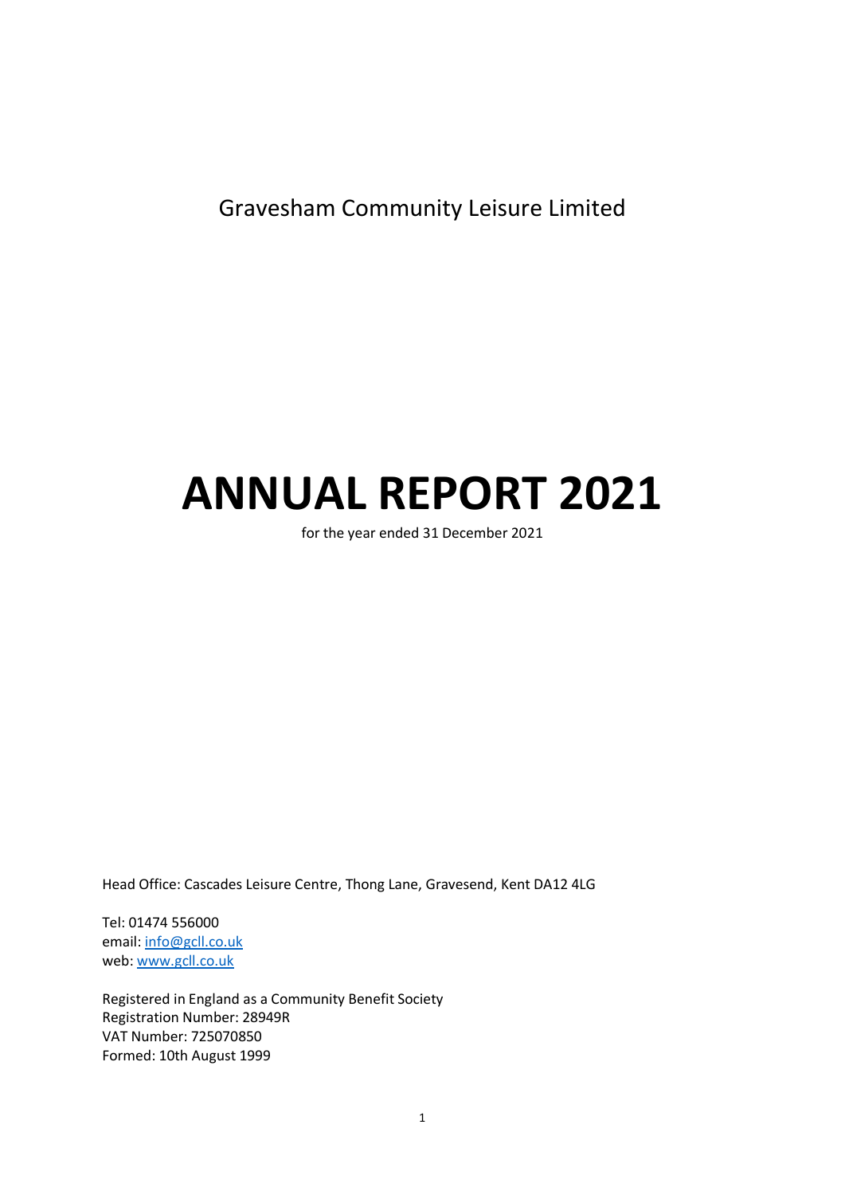Gravesham Community Leisure Limited

# ANNUAL REPORT 2021

for the year ended 31 December 2021

Head Office: Cascades Leisure Centre, Thong Lane, Gravesend, Kent DA12 4LG

Tel: 01474 556000
email: [info@gcll.co.uk](mailto:info@gcll.co.uk)
web: [www.gcll.co.uk](http://www.gcll.co.uk)

Registered in England as a Community Benefit Society
Registration Number: 28949R
VAT Number: 725070850
Formed: 10th August 1999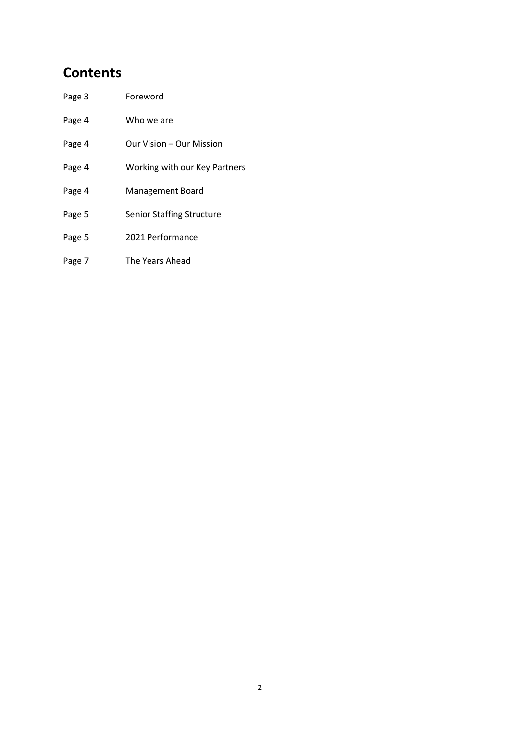# Contents

| | |
|---|---|
| Page 3 | Foreword |
| Page 4 | Who we are |
| Page 4 | Our Vision – Our Mission |
| Page 4 | Working with our Key Partners |
| Page 4 | Management Board |
| Page 5 | Senior Staffing Structure |
| Page 5 | 2021 Performance |
| Page 7 | The Years Ahead |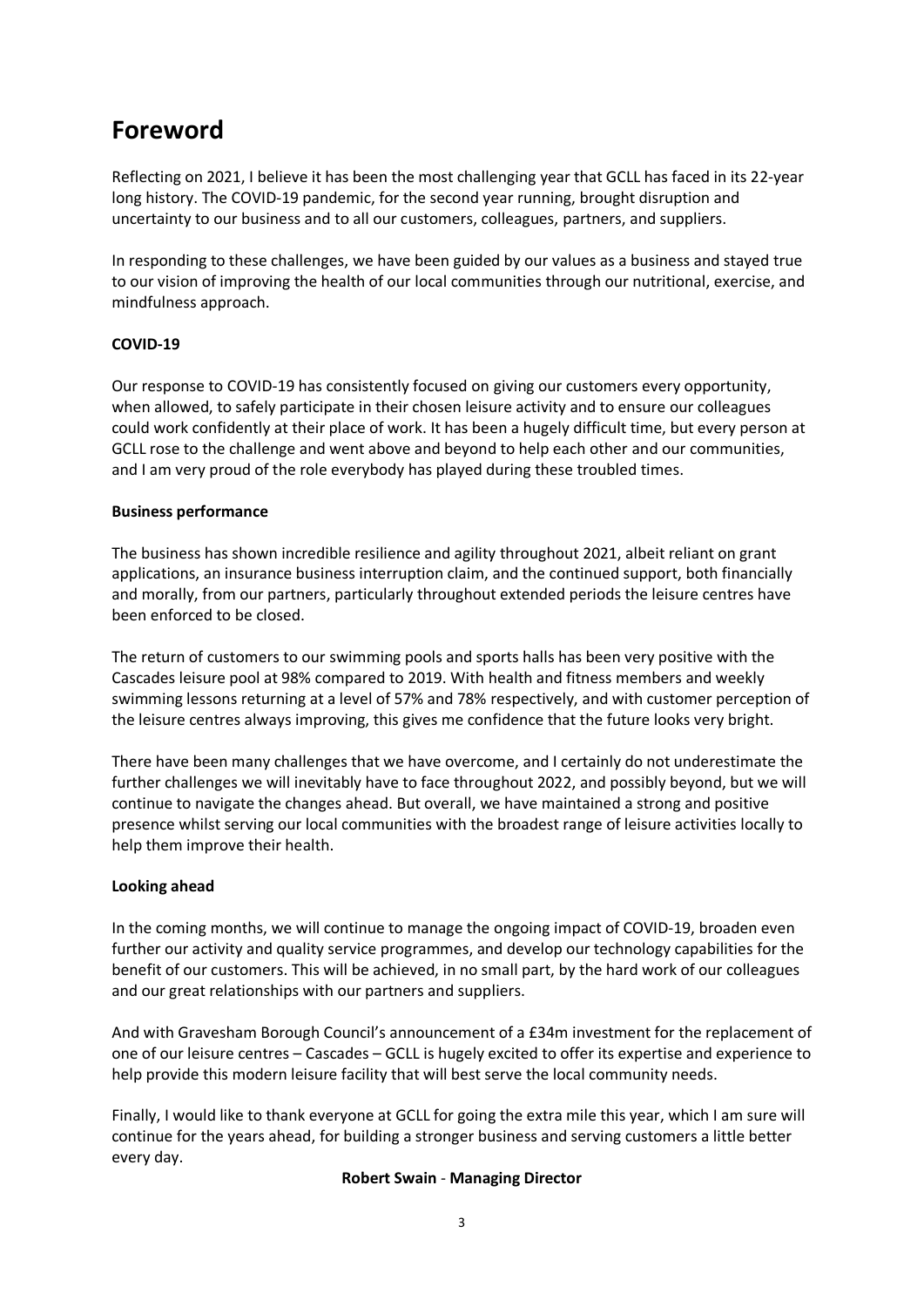# Foreword

Reflecting on 2021, I believe it has been the most challenging year that GCLL has faced in its 22-year long history. The COVID-19 pandemic, for the second year running, brought disruption and uncertainty to our business and to all our customers, colleagues, partners, and suppliers.

In responding to these challenges, we have been guided by our values as a business and stayed true to our vision of improving the health of our local communities through our nutritional, exercise, and mindfulness approach.

**COVID-19**

Our response to COVID-19 has consistently focused on giving our customers every opportunity, when allowed, to safely participate in their chosen leisure activity and to ensure our colleagues could work confidently at their place of work. It has been a hugely difficult time, but every person at GCLL rose to the challenge and went above and beyond to help each other and our communities, and I am very proud of the role everybody has played during these troubled times.

**Business performance**

The business has shown incredible resilience and agility throughout 2021, albeit reliant on grant applications, an insurance business interruption claim, and the continued support, both financially and morally, from our partners, particularly throughout extended periods the leisure centres have been enforced to be closed.

The return of customers to our swimming pools and sports halls has been very positive with the Cascades leisure pool at 98% compared to 2019. With health and fitness members and weekly swimming lessons returning at a level of 57% and 78% respectively, and with customer perception of the leisure centres always improving, this gives me confidence that the future looks very bright.

There have been many challenges that we have overcome, and I certainly do not underestimate the further challenges we will inevitably have to face throughout 2022, and possibly beyond, but we will continue to navigate the changes ahead. But overall, we have maintained a strong and positive presence whilst serving our local communities with the broadest range of leisure activities locally to help them improve their health.

**Looking ahead**

In the coming months, we will continue to manage the ongoing impact of COVID-19, broaden even further our activity and quality service programmes, and develop our technology capabilities for the benefit of our customers. This will be achieved, in no small part, by the hard work of our colleagues and our great relationships with our partners and suppliers.

And with Gravesham Borough Council's announcement of a £34m investment for the replacement of one of our leisure centres – Cascades – GCLL is hugely excited to offer its expertise and experience to help provide this modern leisure facility that will best serve the local community needs.

Finally, I would like to thank everyone at GCLL for going the extra mile this year, which I am sure will continue for the years ahead, for building a stronger business and serving customers a little better every day.

**Robert Swain** - **Managing Director**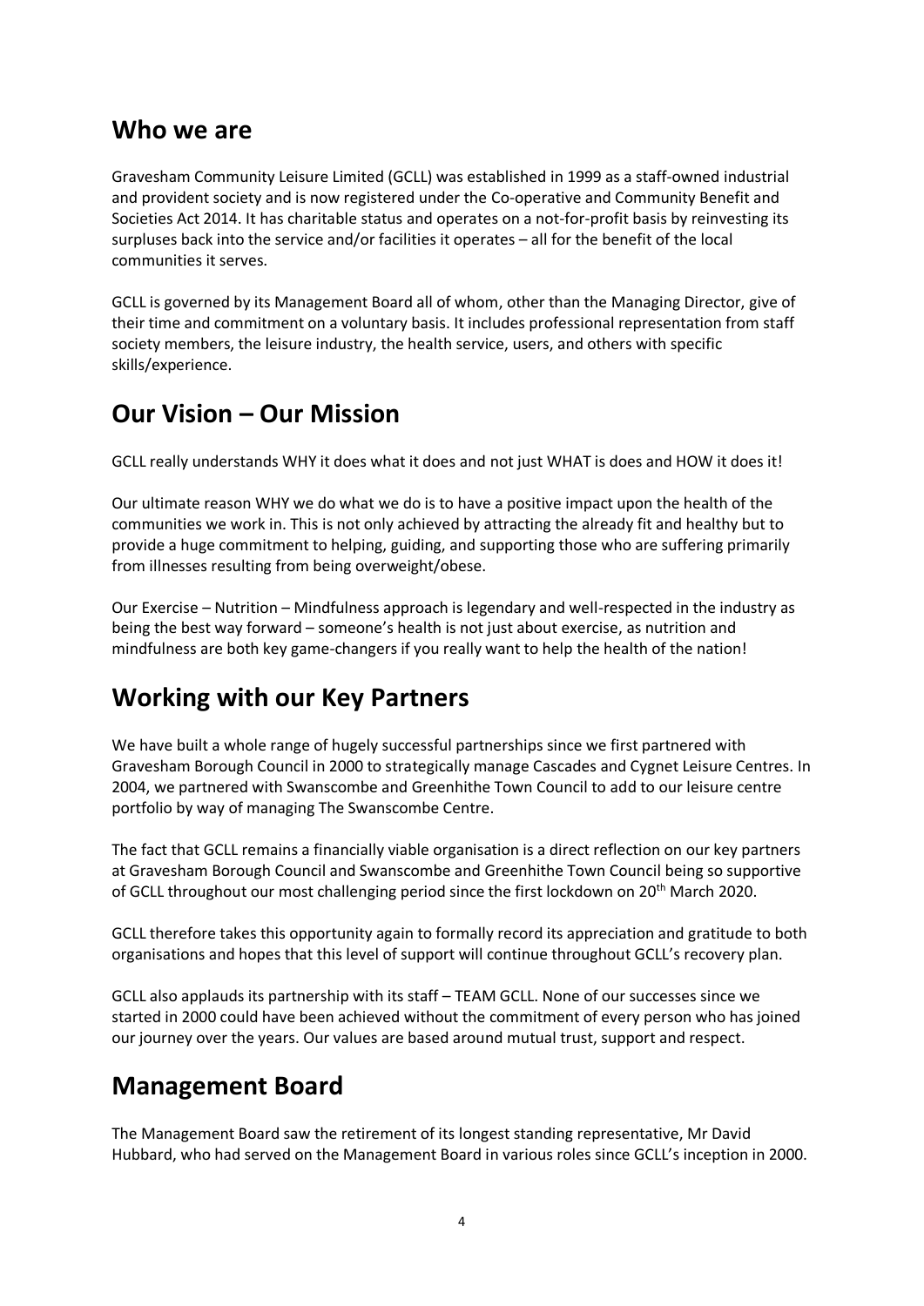## Who we are

Gravesham Community Leisure Limited (GCLL) was established in 1999 as a staff-owned industrial and provident society and is now registered under the Co-operative and Community Benefit and Societies Act 2014. It has charitable status and operates on a not-for-profit basis by reinvesting its surpluses back into the service and/or facilities it operates – all for the benefit of the local communities it serves.

GCLL is governed by its Management Board all of whom, other than the Managing Director, give of their time and commitment on a voluntary basis. It includes professional representation from staff society members, the leisure industry, the health service, users, and others with specific skills/experience.

## Our Vision – Our Mission

GCLL really understands WHY it does what it does and not just WHAT is does and HOW it does it!

Our ultimate reason WHY we do what we do is to have a positive impact upon the health of the communities we work in. This is not only achieved by attracting the already fit and healthy but to provide a huge commitment to helping, guiding, and supporting those who are suffering primarily from illnesses resulting from being overweight/obese.

Our Exercise – Nutrition – Mindfulness approach is legendary and well-respected in the industry as being the best way forward – someone's health is not just about exercise, as nutrition and mindfulness are both key game-changers if you really want to help the health of the nation!

## Working with our Key Partners

We have built a whole range of hugely successful partnerships since we first partnered with Gravesham Borough Council in 2000 to strategically manage Cascades and Cygnet Leisure Centres. In 2004, we partnered with Swanscombe and Greenhithe Town Council to add to our leisure centre portfolio by way of managing The Swanscombe Centre.

The fact that GCLL remains a financially viable organisation is a direct reflection on our key partners at Gravesham Borough Council and Swanscombe and Greenhithe Town Council being so supportive of GCLL throughout our most challenging period since the first lockdown on 20th March 2020.

GCLL therefore takes this opportunity again to formally record its appreciation and gratitude to both organisations and hopes that this level of support will continue throughout GCLL's recovery plan.

GCLL also applauds its partnership with its staff – TEAM GCLL. None of our successes since we started in 2000 could have been achieved without the commitment of every person who has joined our journey over the years. Our values are based around mutual trust, support and respect.

## Management Board

The Management Board saw the retirement of its longest standing representative, Mr David Hubbard, who had served on the Management Board in various roles since GCLL's inception in 2000.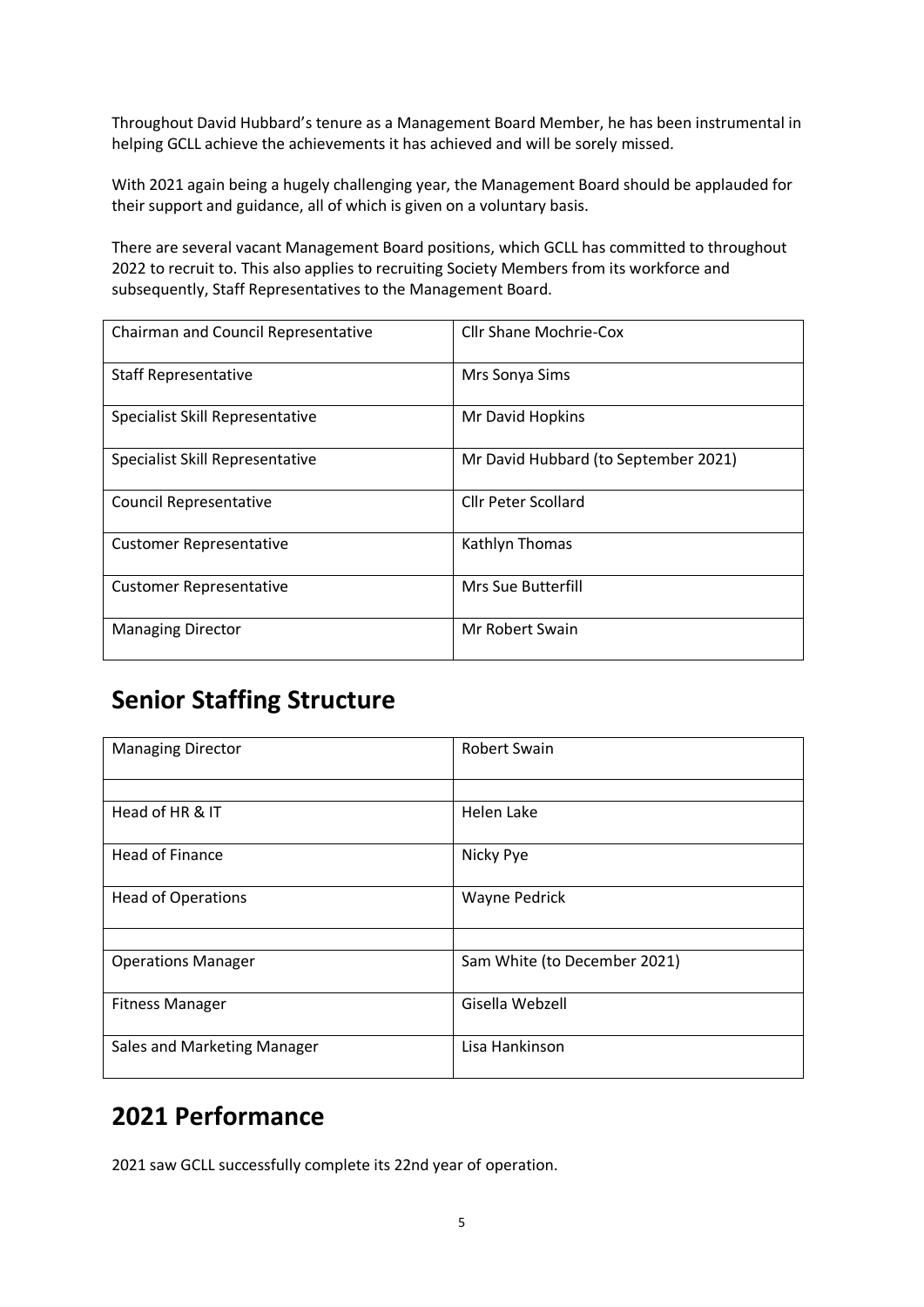Throughout David Hubbard's tenure as a Management Board Member, he has been instrumental in helping GCLL achieve the achievements it has achieved and will be sorely missed.

With 2021 again being a hugely challenging year, the Management Board should be applauded for their support and guidance, all of which is given on a voluntary basis.

There are several vacant Management Board positions, which GCLL has committed to throughout 2022 to recruit to. This also applies to recruiting Society Members from its workforce and subsequently, Staff Representatives to the Management Board.

| | |
|---|---|
| Chairman and Council Representative | Cllr Shane Mochrie-Cox |
| Staff Representative | Mrs Sonya Sims |
| Specialist Skill Representative | Mr David Hopkins |
| Specialist Skill Representative | Mr David Hubbard (to September 2021) |
| Council Representative | Cllr Peter Scollard |
| Customer Representative | Kathlyn Thomas |
| Customer Representative | Mrs Sue Butterfill |
| Managing Director | Mr Robert Swain |

## Senior Staffing Structure

| | |
|---|---|
| Managing Director | Robert Swain |
| | |
| Head of HR & IT | Helen Lake |
| Head of Finance | Nicky Pye |
| Head of Operations | Wayne Pedrick |
| | |
| Operations Manager | Sam White (to December 2021) |
| Fitness Manager | Gisella Webzell |
| Sales and Marketing Manager | Lisa Hankinson |

## 2021 Performance

2021 saw GCLL successfully complete its 22nd year of operation.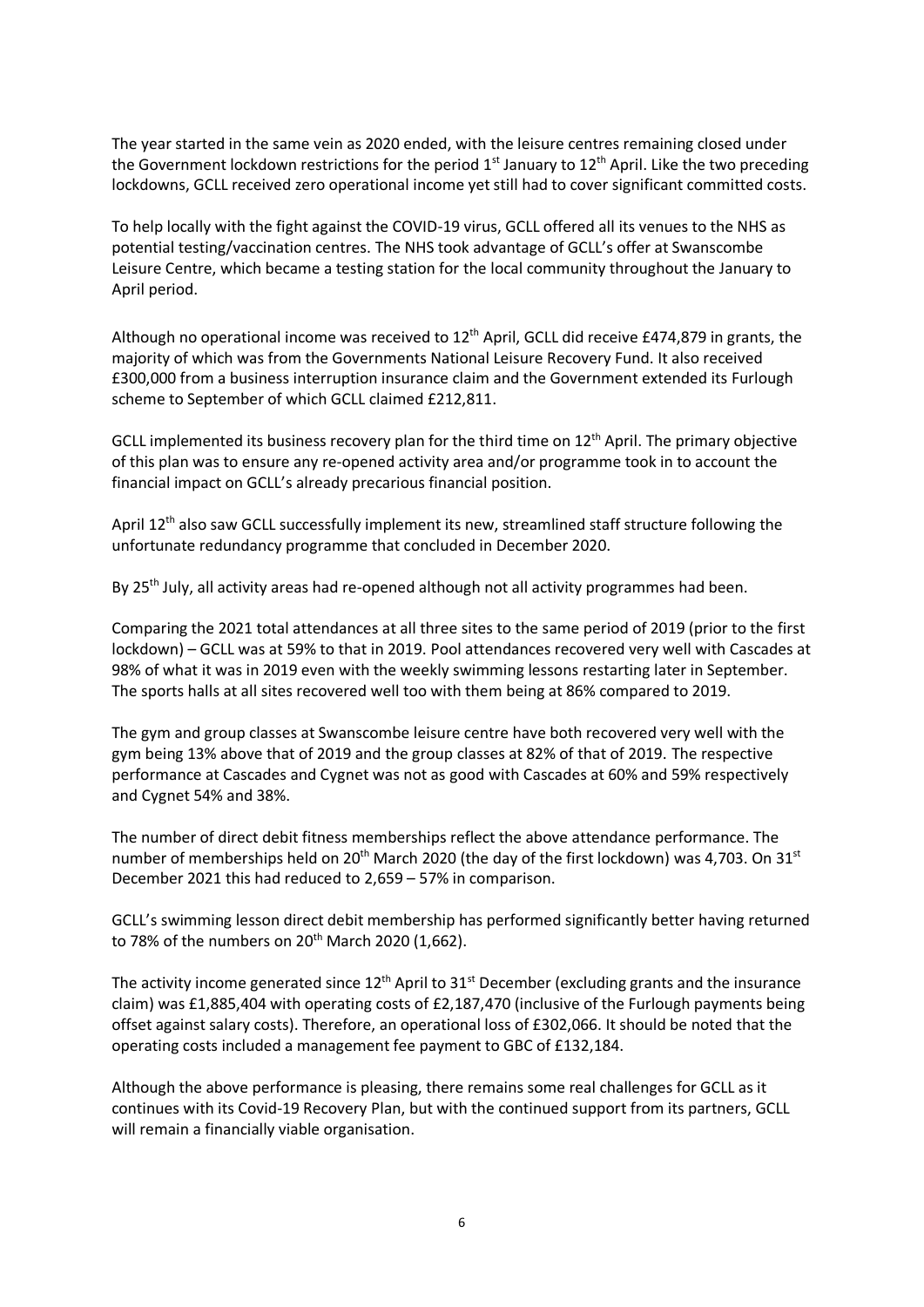The year started in the same vein as 2020 ended, with the leisure centres remaining closed under the Government lockdown restrictions for the period 1st January to 12th April. Like the two preceding lockdowns, GCLL received zero operational income yet still had to cover significant committed costs.

To help locally with the fight against the COVID-19 virus, GCLL offered all its venues to the NHS as potential testing/vaccination centres. The NHS took advantage of GCLL's offer at Swanscombe Leisure Centre, which became a testing station for the local community throughout the January to April period.

Although no operational income was received to 12th April, GCLL did receive £474,879 in grants, the majority of which was from the Governments National Leisure Recovery Fund. It also received £300,000 from a business interruption insurance claim and the Government extended its Furlough scheme to September of which GCLL claimed £212,811.

GCLL implemented its business recovery plan for the third time on 12th April. The primary objective of this plan was to ensure any re-opened activity area and/or programme took in to account the financial impact on GCLL's already precarious financial position.

April 12th also saw GCLL successfully implement its new, streamlined staff structure following the unfortunate redundancy programme that concluded in December 2020.

By 25th July, all activity areas had re-opened although not all activity programmes had been.

Comparing the 2021 total attendances at all three sites to the same period of 2019 (prior to the first lockdown) – GCLL was at 59% to that in 2019. Pool attendances recovered very well with Cascades at 98% of what it was in 2019 even with the weekly swimming lessons restarting later in September. The sports halls at all sites recovered well too with them being at 86% compared to 2019.

The gym and group classes at Swanscombe leisure centre have both recovered very well with the gym being 13% above that of 2019 and the group classes at 82% of that of 2019. The respective performance at Cascades and Cygnet was not as good with Cascades at 60% and 59% respectively and Cygnet 54% and 38%.

The number of direct debit fitness memberships reflect the above attendance performance. The number of memberships held on 20th March 2020 (the day of the first lockdown) was 4,703. On 31st December 2021 this had reduced to 2,659 – 57% in comparison.

GCLL's swimming lesson direct debit membership has performed significantly better having returned to 78% of the numbers on 20th March 2020 (1,662).

The activity income generated since 12th April to 31st December (excluding grants and the insurance claim) was £1,885,404 with operating costs of £2,187,470 (inclusive of the Furlough payments being offset against salary costs). Therefore, an operational loss of £302,066. It should be noted that the operating costs included a management fee payment to GBC of £132,184.

Although the above performance is pleasing, there remains some real challenges for GCLL as it continues with its Covid-19 Recovery Plan, but with the continued support from its partners, GCLL will remain a financially viable organisation.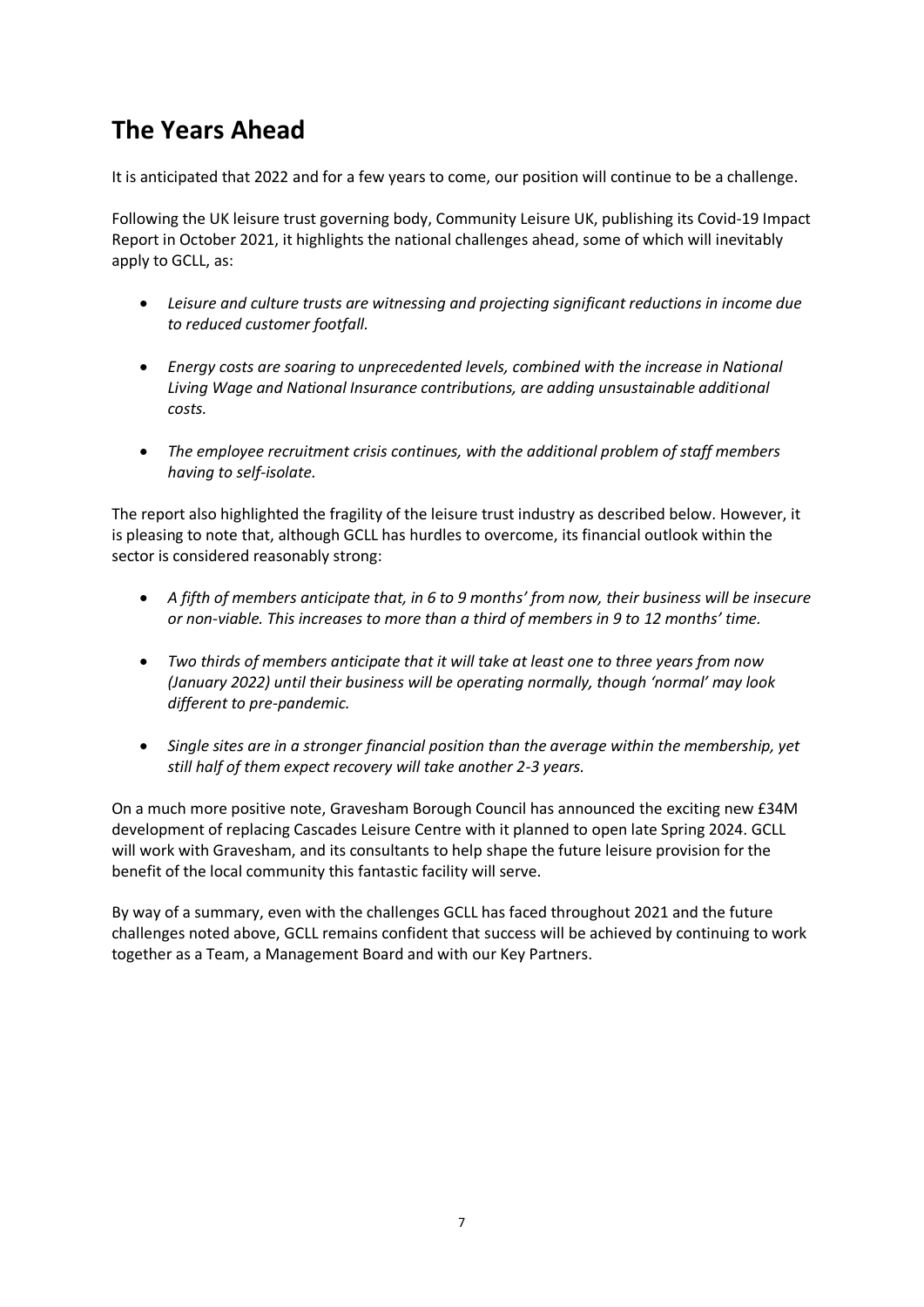## The Years Ahead

It is anticipated that 2022 and for a few years to come, our position will continue to be a challenge.

Following the UK leisure trust governing body, Community Leisure UK, publishing its Covid-19 Impact Report in October 2021, it highlights the national challenges ahead, some of which will inevitably apply to GCLL, as:

- *Leisure and culture trusts are witnessing and projecting significant reductions in income due to reduced customer footfall.*
- *Energy costs are soaring to unprecedented levels, combined with the increase in National Living Wage and National Insurance contributions, are adding unsustainable additional costs.*
- *The employee recruitment crisis continues, with the additional problem of staff members having to self-isolate.*

The report also highlighted the fragility of the leisure trust industry as described below. However, it is pleasing to note that, although GCLL has hurdles to overcome, its financial outlook within the sector is considered reasonably strong:

- *A fifth of members anticipate that, in 6 to 9 months' from now, their business will be insecure or non-viable. This increases to more than a third of members in 9 to 12 months' time.*
- *Two thirds of members anticipate that it will take at least one to three years from now (January 2022) until their business will be operating normally, though 'normal' may look different to pre-pandemic.*
- *Single sites are in a stronger financial position than the average within the membership, yet still half of them expect recovery will take another 2-3 years.*

On a much more positive note, Gravesham Borough Council has announced the exciting new £34M development of replacing Cascades Leisure Centre with it planned to open late Spring 2024. GCLL will work with Gravesham, and its consultants to help shape the future leisure provision for the benefit of the local community this fantastic facility will serve.

By way of a summary, even with the challenges GCLL has faced throughout 2021 and the future challenges noted above, GCLL remains confident that success will be achieved by continuing to work together as a Team, a Management Board and with our Key Partners.